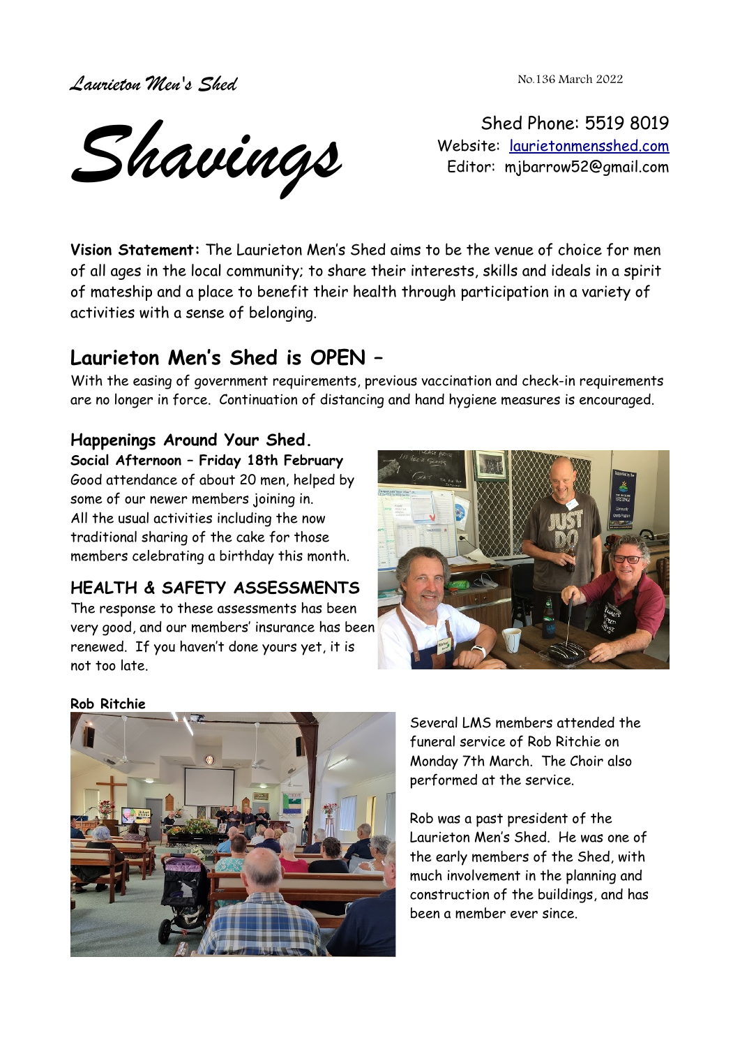*Laurieton Men's Shed*

No.136 March 2022

# *Shavings*

Shed Phone: 5519 8019
Website: laurietonmensshed.com
Editor: mjbarrow52@gmail.com

**Vision Statement:** The Laurieton Men's Shed aims to be the venue of choice for men of all ages in the local community; to share their interests, skills and ideals in a spirit of mateship and a place to benefit their health through participation in a variety of activities with a sense of belonging.

## Laurieton Men's Shed is OPEN –

With the easing of government requirements, previous vaccination and check-in requirements are no longer in force. Continuation of distancing and hand hygiene measures is encouraged.

### Happenings Around Your Shed.

**Social Afternoon – Friday 18th February**

Good attendance of about 20 men, helped by some of our newer members joining in. All the usual activities including the now traditional sharing of the cake for those members celebrating a birthday this month.

### HEALTH & SAFETY ASSESSMENTS

The response to these assessments has been very good, and our members' insurance has been renewed. If you haven't done yours yet, it is not too late.

**Rob Ritchie**

Several LMS members attended the funeral service of Rob Ritchie on Monday 7th March. The Choir also performed at the service.

Rob was a past president of the Laurieton Men's Shed. He was one of the early members of the Shed, with much involvement in the planning and construction of the buildings, and has been a member ever since.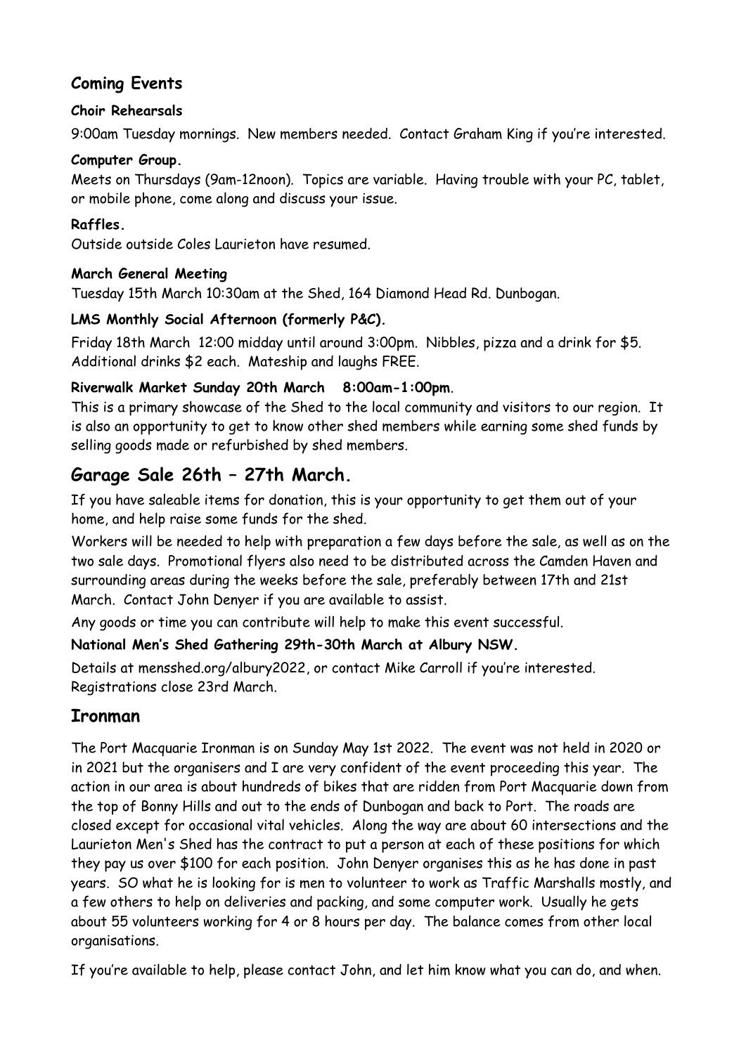## Coming Events

**Choir Rehearsals**

9:00am Tuesday mornings. New members needed. Contact Graham King if you're interested.

**Computer Group.**

Meets on Thursdays (9am-12noon). Topics are variable. Having trouble with your PC, tablet, or mobile phone, come along and discuss your issue.

**Raffles.**

Outside outside Coles Laurieton have resumed.

**March General Meeting**

Tuesday 15th March 10:30am at the Shed, 164 Diamond Head Rd. Dunbogan.

**LMS Monthly Social Afternoon (formerly P&C).**

Friday 18th March 12:00 midday until around 3:00pm. Nibbles, pizza and a drink for $5. Additional drinks $2 each. Mateship and laughs FREE.

**Riverwalk Market Sunday 20th March 8:00am-1:00pm**.

This is a primary showcase of the Shed to the local community and visitors to our region. It is also an opportunity to get to know other shed members while earning some shed funds by selling goods made or refurbished by shed members.

## Garage Sale 26th – 27th March.

If you have saleable items for donation, this is your opportunity to get them out of your home, and help raise some funds for the shed.

Workers will be needed to help with preparation a few days before the sale, as well as on the two sale days. Promotional flyers also need to be distributed across the Camden Haven and surrounding areas during the weeks before the sale, preferably between 17th and 21st March. Contact John Denyer if you are available to assist.

Any goods or time you can contribute will help to make this event successful.

**National Men's Shed Gathering 29th-30th March at Albury NSW.**

Details at mensshed.org/albury2022, or contact Mike Carroll if you're interested. Registrations close 23rd March.

## Ironman

The Port Macquarie Ironman is on Sunday May 1st 2022. The event was not held in 2020 or in 2021 but the organisers and I are very confident of the event proceeding this year. The action in our area is about hundreds of bikes that are ridden from Port Macquarie down from the top of Bonny Hills and out to the ends of Dunbogan and back to Port. The roads are closed except for occasional vital vehicles. Along the way are about 60 intersections and the Laurieton Men's Shed has the contract to put a person at each of these positions for which they pay us over $100 for each position. John Denyer organises this as he has done in past years. SO what he is looking for is men to volunteer to work as Traffic Marshalls mostly, and a few others to help on deliveries and packing, and some computer work. Usually he gets about 55 volunteers working for 4 or 8 hours per day. The balance comes from other local organisations.

If you're available to help, please contact John, and let him know what you can do, and when.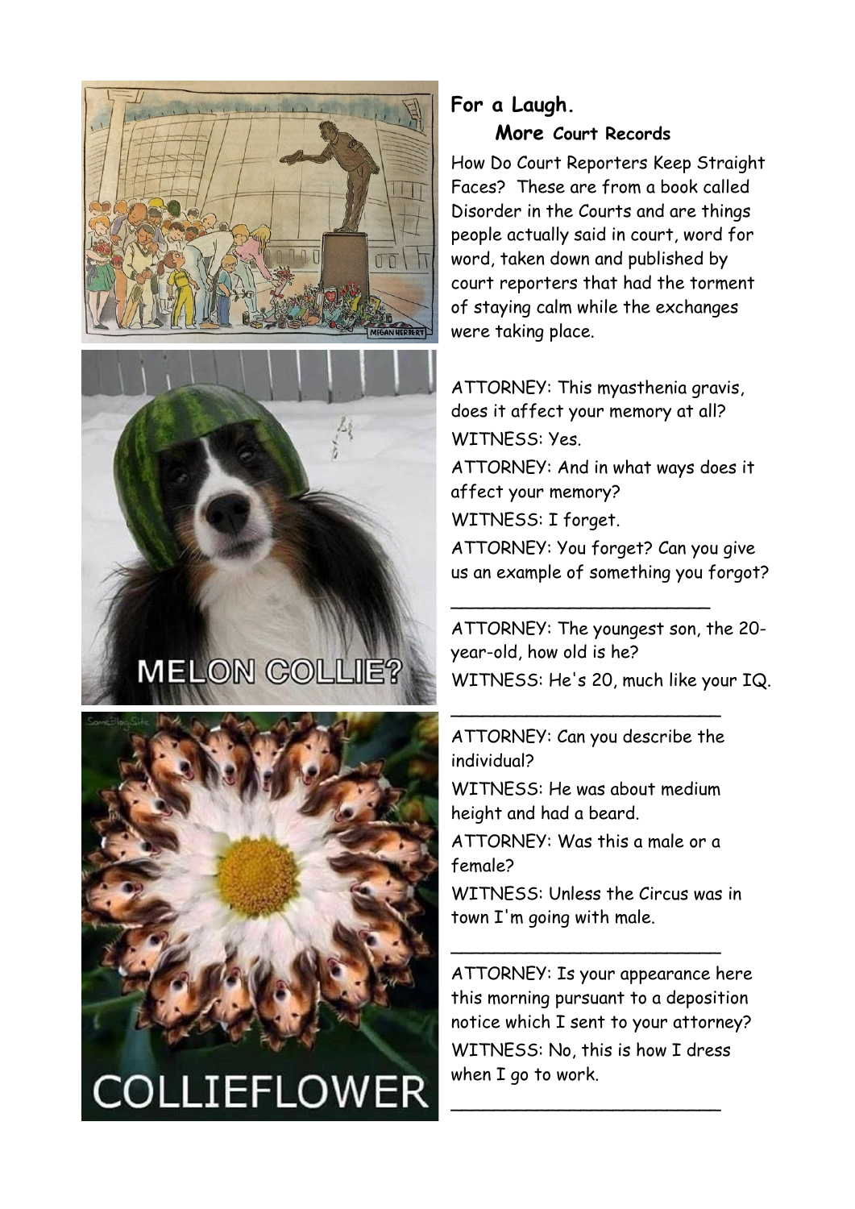## For a Laugh.

### More Court Records

How Do Court Reporters Keep Straight Faces? These are from a book called Disorder in the Courts and are things people actually said in court, word for word, taken down and published by court reporters that had the torment of staying calm while the exchanges were taking place.

ATTORNEY: This myasthenia gravis, does it affect your memory at all?

WITNESS: Yes.

ATTORNEY: And in what ways does it affect your memory?

WITNESS: I forget.

ATTORNEY: You forget? Can you give us an example of something you forgot?

---

ATTORNEY: The youngest son, the 20-year-old, how old is he?

WITNESS: He's 20, much like your IQ.

---

ATTORNEY: Can you describe the individual?

WITNESS: He was about medium height and had a beard.

ATTORNEY: Was this a male or a female?

WITNESS: Unless the Circus was in town I'm going with male.

---

ATTORNEY: Is your appearance here this morning pursuant to a deposition notice which I sent to your attorney?

WITNESS: No, this is how I dress when I go to work.

---